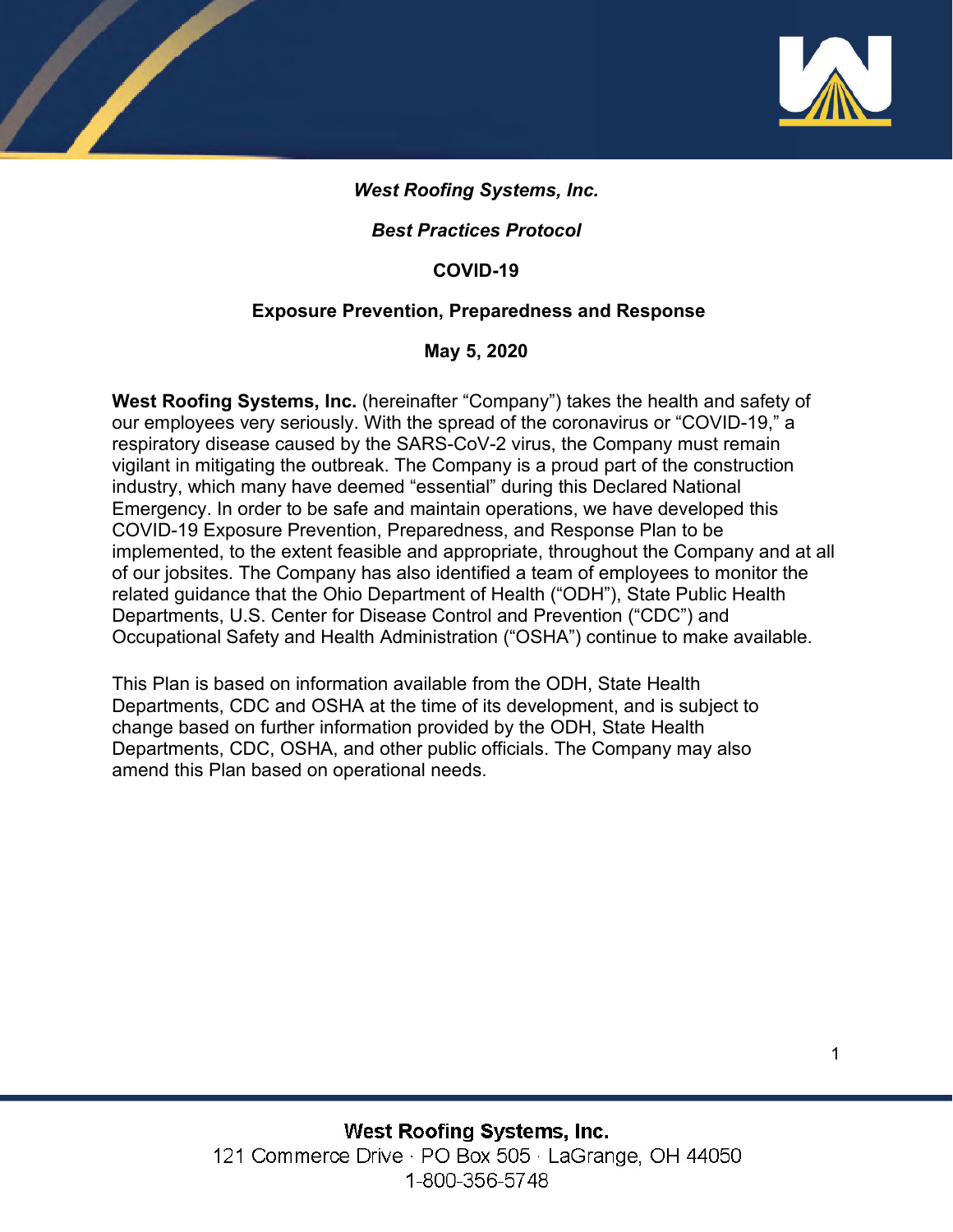***West Roofing Systems, Inc.***

***Best Practices Protocol***

**COVID-19**

**Exposure Prevention, Preparedness and Response**

**May 5, 2020**

**West Roofing Systems, Inc.** (hereinafter "Company") takes the health and safety of our employees very seriously. With the spread of the coronavirus or "COVID-19," a respiratory disease caused by the SARS-CoV-2 virus, the Company must remain vigilant in mitigating the outbreak. The Company is a proud part of the construction industry, which many have deemed "essential" during this Declared National Emergency. In order to be safe and maintain operations, we have developed this COVID-19 Exposure Prevention, Preparedness, and Response Plan to be implemented, to the extent feasible and appropriate, throughout the Company and at all of our jobsites. The Company has also identified a team of employees to monitor the related guidance that the Ohio Department of Health ("ODH"), State Public Health Departments, U.S. Center for Disease Control and Prevention ("CDC") and Occupational Safety and Health Administration ("OSHA") continue to make available.

This Plan is based on information available from the ODH, State Health Departments, CDC and OSHA at the time of its development, and is subject to change based on further information provided by the ODH, State Health Departments, CDC, OSHA, and other public officials. The Company may also amend this Plan based on operational needs.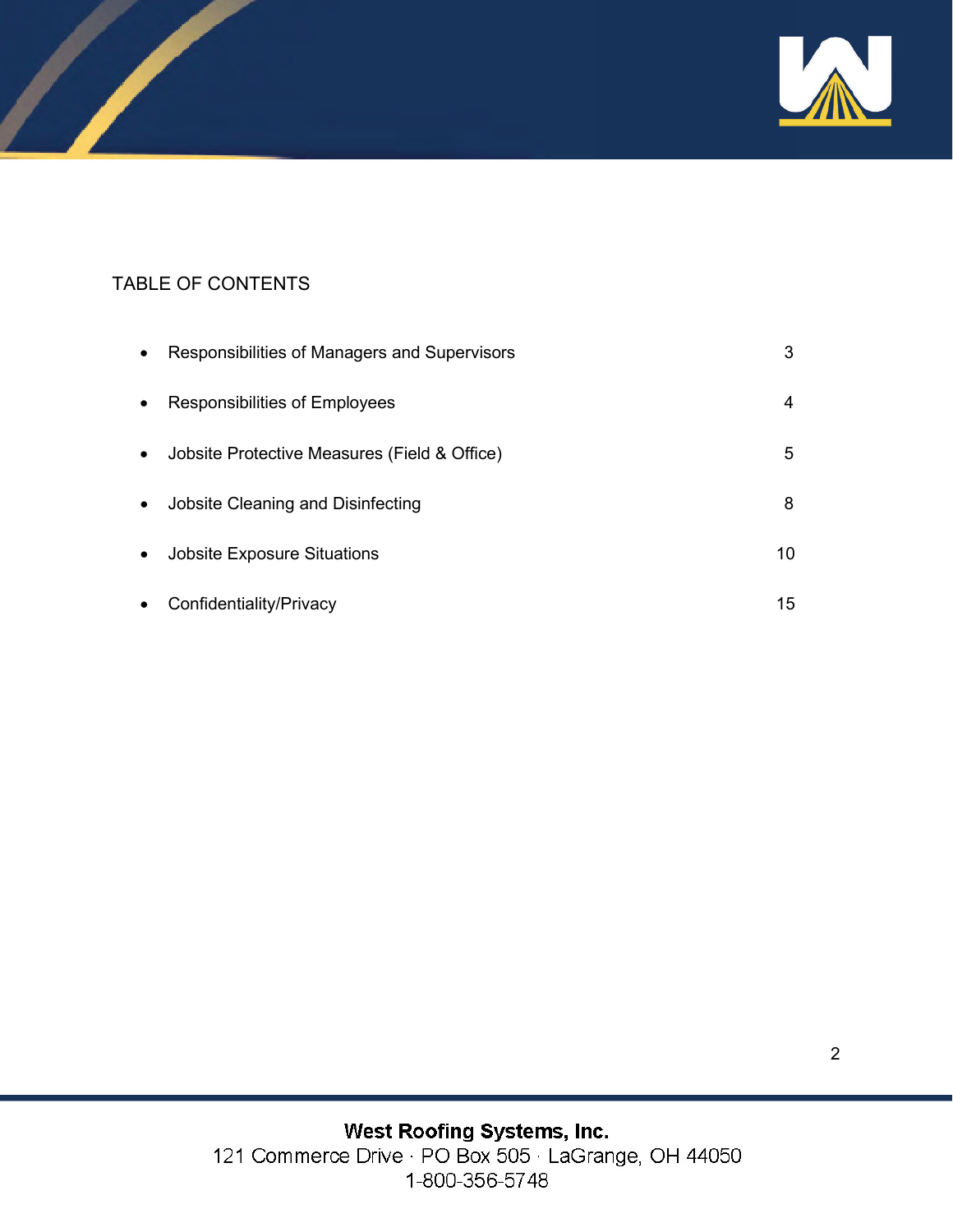# TABLE OF CONTENTS

| Section | Page |
|---|---|
| Responsibilities of Managers and Supervisors | 3 |
| Responsibilities of Employees | 4 |
| Jobsite Protective Measures (Field & Office) | 5 |
| Jobsite Cleaning and Disinfecting | 8 |
| Jobsite Exposure Situations | 10 |
| Confidentiality/Privacy | 15 |

**West Roofing Systems, Inc.**
121 Commerce Drive · PO Box 505 · LaGrange, OH 44050
1-800-356-5748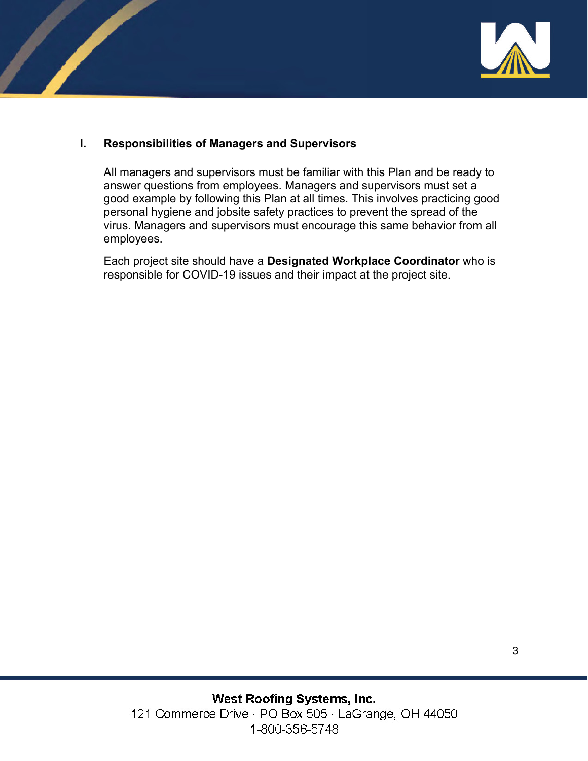## I. Responsibilities of Managers and Supervisors

All managers and supervisors must be familiar with this Plan and be ready to answer questions from employees. Managers and supervisors must set a good example by following this Plan at all times. This involves practicing good personal hygiene and jobsite safety practices to prevent the spread of the virus. Managers and supervisors must encourage this same behavior from all employees.

Each project site should have a **Designated Workplace Coordinator** who is responsible for COVID-19 issues and their impact at the project site.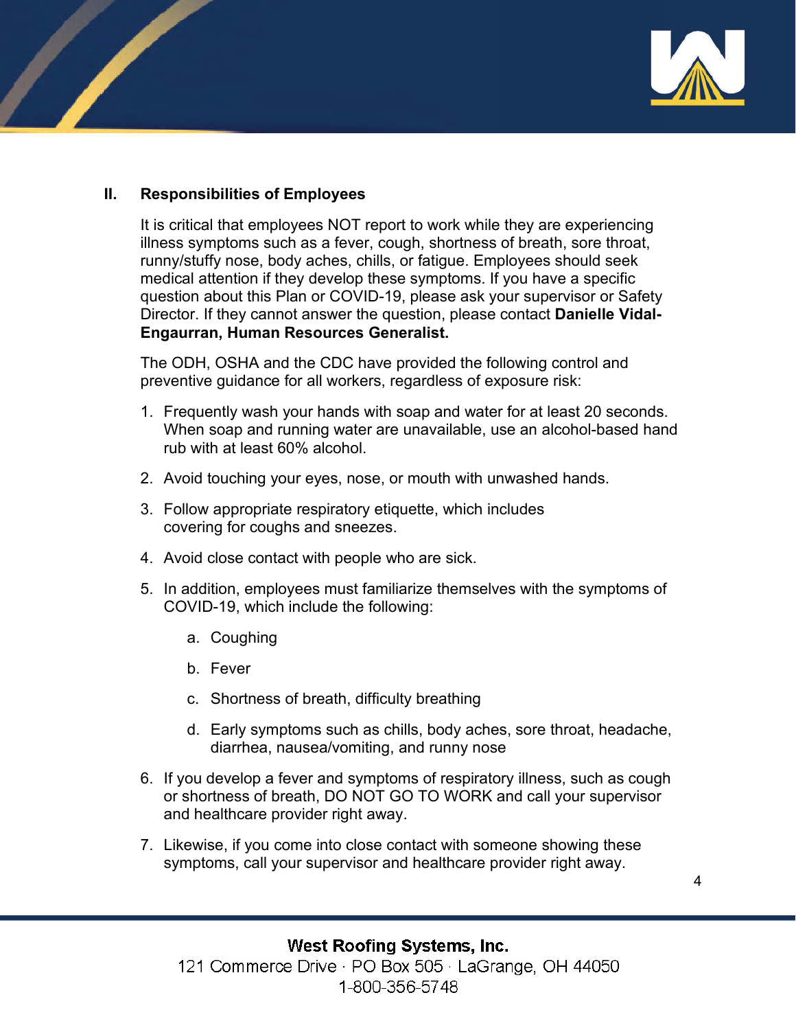## II. Responsibilities of Employees

It is critical that employees NOT report to work while they are experiencing illness symptoms such as a fever, cough, shortness of breath, sore throat, runny/stuffy nose, body aches, chills, or fatigue. Employees should seek medical attention if they develop these symptoms. If you have a specific question about this Plan or COVID-19, please ask your supervisor or Safety Director. If they cannot answer the question, please contact **Danielle Vidal-Engaurran, Human Resources Generalist.**

The ODH, OSHA and the CDC have provided the following control and preventive guidance for all workers, regardless of exposure risk:

1. Frequently wash your hands with soap and water for at least 20 seconds. When soap and running water are unavailable, use an alcohol-based hand rub with at least 60% alcohol.
2. Avoid touching your eyes, nose, or mouth with unwashed hands.
3. Follow appropriate respiratory etiquette, which includes covering for coughs and sneezes.
4. Avoid close contact with people who are sick.
5. In addition, employees must familiarize themselves with the symptoms of COVID-19, which include the following:
   a. Coughing
   b. Fever
   c. Shortness of breath, difficulty breathing
   d. Early symptoms such as chills, body aches, sore throat, headache, diarrhea, nausea/vomiting, and runny nose
6. If you develop a fever and symptoms of respiratory illness, such as cough or shortness of breath, DO NOT GO TO WORK and call your supervisor and healthcare provider right away.
7. Likewise, if you come into close contact with someone showing these symptoms, call your supervisor and healthcare provider right away.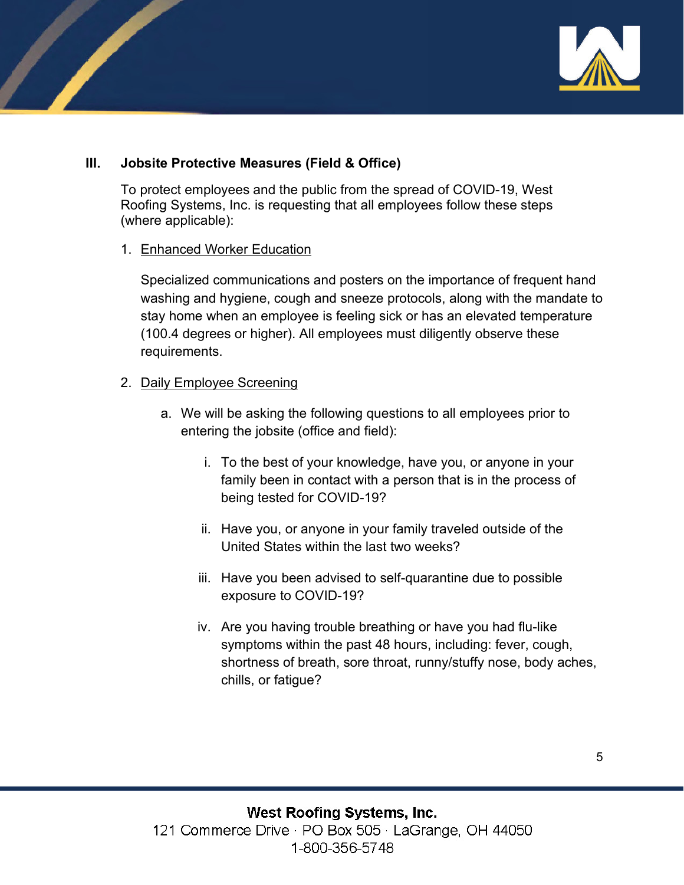## III. Jobsite Protective Measures (Field & Office)

To protect employees and the public from the spread of COVID-19, West Roofing Systems, Inc. is requesting that all employees follow these steps (where applicable):

1. Enhanced Worker Education

   Specialized communications and posters on the importance of frequent hand washing and hygiene, cough and sneeze protocols, along with the mandate to stay home when an employee is feeling sick or has an elevated temperature (100.4 degrees or higher). All employees must diligently observe these requirements.

2. Daily Employee Screening

   a. We will be asking the following questions to all employees prior to entering the jobsite (office and field):

      i. To the best of your knowledge, have you, or anyone in your family been in contact with a person that is in the process of being tested for COVID-19?

      ii. Have you, or anyone in your family traveled outside of the United States within the last two weeks?

      iii. Have you been advised to self-quarantine due to possible exposure to COVID-19?

      iv. Are you having trouble breathing or have you had flu-like symptoms within the past 48 hours, including: fever, cough, shortness of breath, sore throat, runny/stuffy nose, body aches, chills, or fatigue?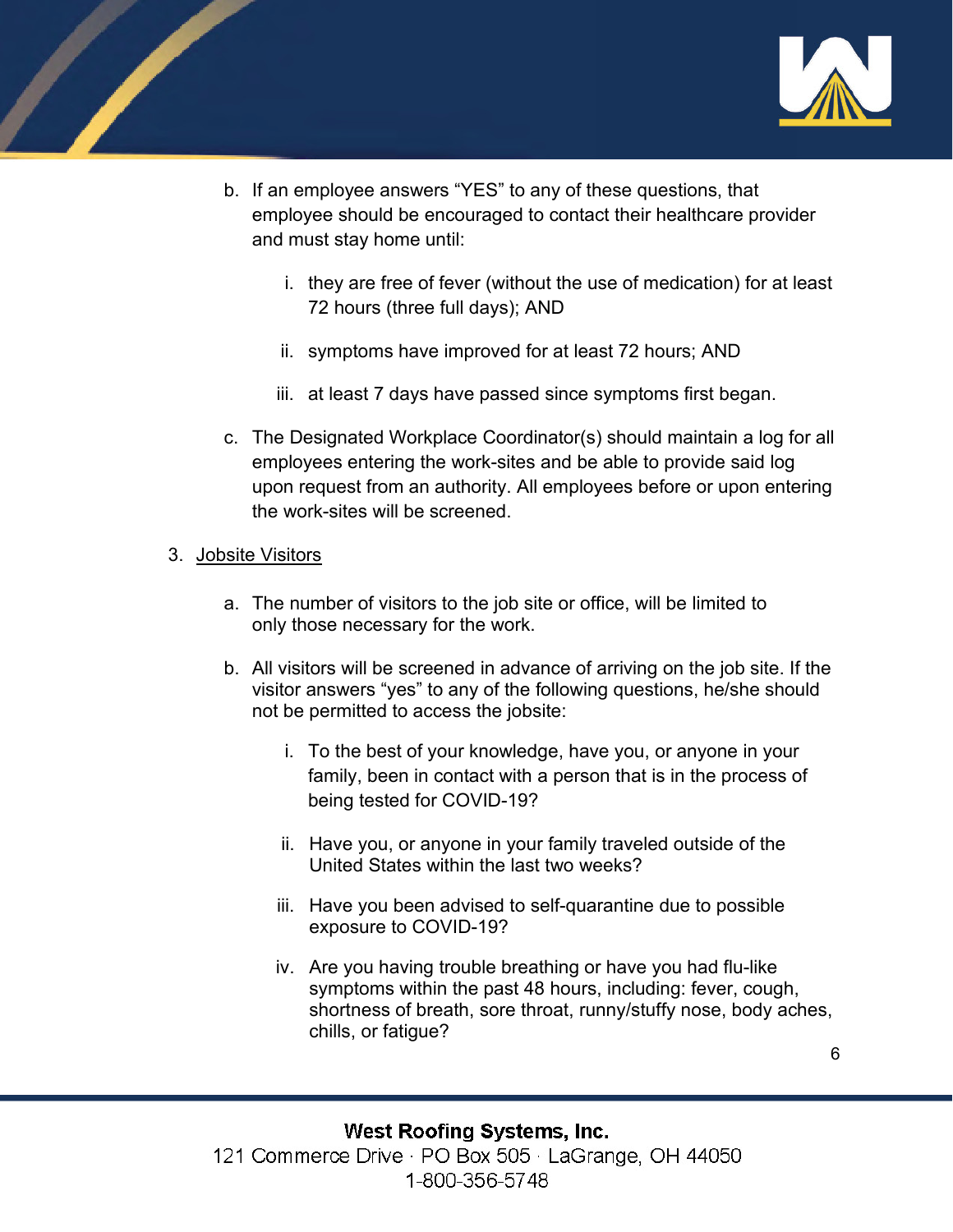b. If an employee answers “YES” to any of these questions, that employee should be encouraged to contact their healthcare provider and must stay home until:

   i. they are free of fever (without the use of medication) for at least 72 hours (three full days); AND

   ii. symptoms have improved for at least 72 hours; AND

   iii. at least 7 days have passed since symptoms first began.

c. The Designated Workplace Coordinator(s) should maintain a log for all employees entering the work-sites and be able to provide said log upon request from an authority. All employees before or upon entering the work-sites will be screened.

3. Jobsite Visitors

   a. The number of visitors to the job site or office, will be limited to only those necessary for the work.

   b. All visitors will be screened in advance of arriving on the job site. If the visitor answers “yes” to any of the following questions, he/she should not be permitted to access the jobsite:

      i. To the best of your knowledge, have you, or anyone in your family, been in contact with a person that is in the process of being tested for COVID-19?

      ii. Have you, or anyone in your family traveled outside of the United States within the last two weeks?

      iii. Have you been advised to self-quarantine due to possible exposure to COVID-19?

      iv. Are you having trouble breathing or have you had flu-like symptoms within the past 48 hours, including: fever, cough, shortness of breath, sore throat, runny/stuffy nose, body aches, chills, or fatigue?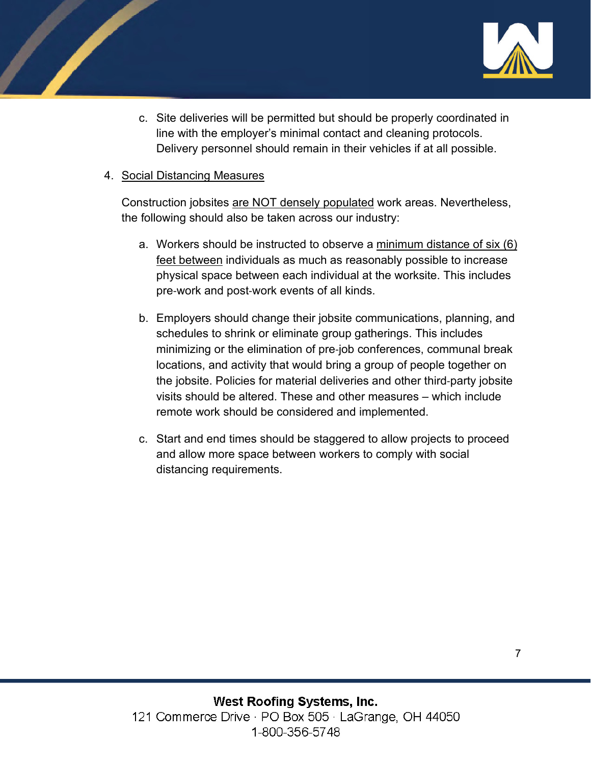c. Site deliveries will be permitted but should be properly coordinated in line with the employer's minimal contact and cleaning protocols. Delivery personnel should remain in their vehicles if at all possible.

4. <u>Social Distancing Measures</u>

Construction jobsites <u>are NOT densely populated</u> work areas. Nevertheless, the following should also be taken across our industry:

a. Workers should be instructed to observe a <u>minimum distance of six (6) feet between</u> individuals as much as reasonably possible to increase physical space between each individual at the worksite. This includes pre-work and post-work events of all kinds.

b. Employers should change their jobsite communications, planning, and schedules to shrink or eliminate group gatherings. This includes minimizing or the elimination of pre-job conferences, communal break locations, and activity that would bring a group of people together on the jobsite. Policies for material deliveries and other third-party jobsite visits should be altered. These and other measures – which include remote work should be considered and implemented.

c. Start and end times should be staggered to allow projects to proceed and allow more space between workers to comply with social distancing requirements.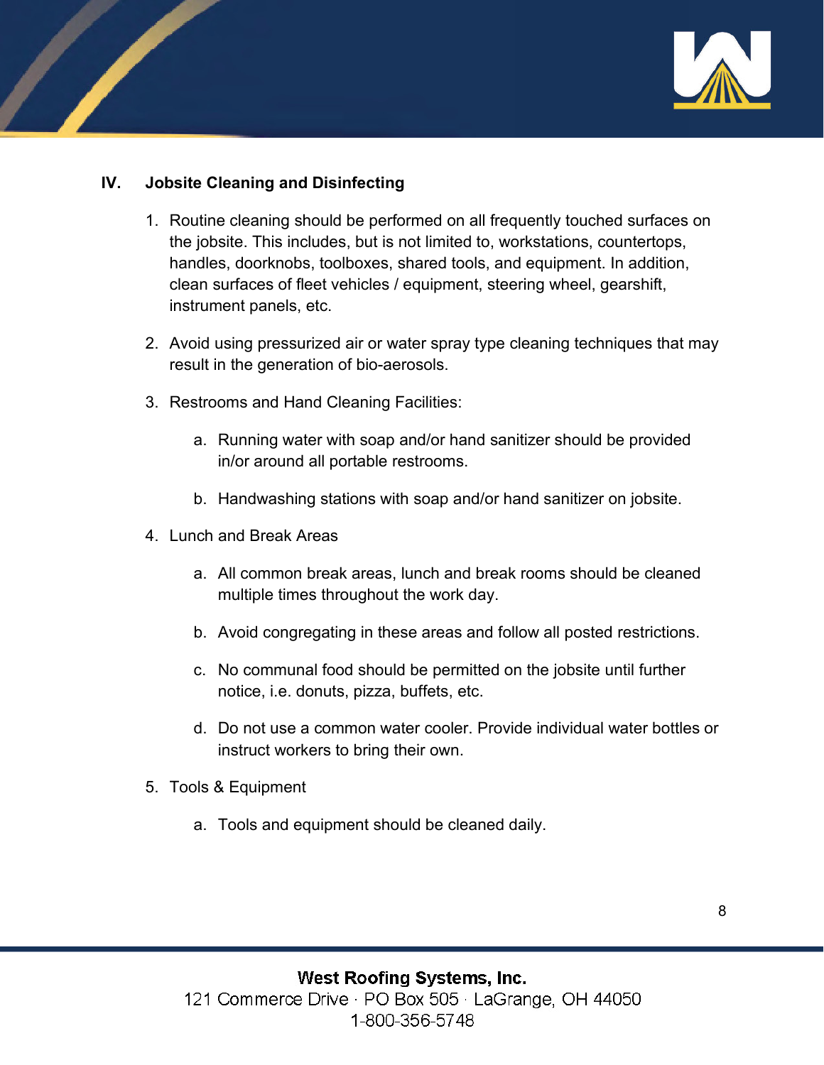## IV. Jobsite Cleaning and Disinfecting

1. Routine cleaning should be performed on all frequently touched surfaces on the jobsite. This includes, but is not limited to, workstations, countertops, handles, doorknobs, toolboxes, shared tools, and equipment. In addition, clean surfaces of fleet vehicles / equipment, steering wheel, gearshift, instrument panels, etc.

2. Avoid using pressurized air or water spray type cleaning techniques that may result in the generation of bio-aerosols.

3. Restrooms and Hand Cleaning Facilities:

   a. Running water with soap and/or hand sanitizer should be provided in/or around all portable restrooms.

   b. Handwashing stations with soap and/or hand sanitizer on jobsite.

4. Lunch and Break Areas

   a. All common break areas, lunch and break rooms should be cleaned multiple times throughout the work day.

   b. Avoid congregating in these areas and follow all posted restrictions.

   c. No communal food should be permitted on the jobsite until further notice, i.e. donuts, pizza, buffets, etc.

   d. Do not use a common water cooler. Provide individual water bottles or instruct workers to bring their own.

5. Tools & Equipment

   a. Tools and equipment should be cleaned daily.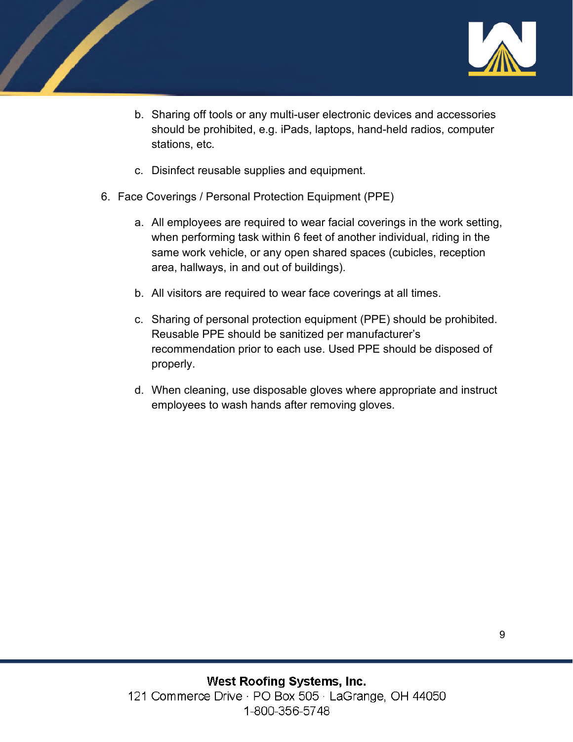b. Sharing off tools or any multi-user electronic devices and accessories should be prohibited, e.g. iPads, laptops, hand-held radios, computer stations, etc.

c. Disinfect reusable supplies and equipment.

6. Face Coverings / Personal Protection Equipment (PPE)

    a. All employees are required to wear facial coverings in the work setting, when performing task within 6 feet of another individual, riding in the same work vehicle, or any open shared spaces (cubicles, reception area, hallways, in and out of buildings).

    b. All visitors are required to wear face coverings at all times.

    c. Sharing of personal protection equipment (PPE) should be prohibited. Reusable PPE should be sanitized per manufacturer's recommendation prior to each use. Used PPE should be disposed of properly.

    d. When cleaning, use disposable gloves where appropriate and instruct employees to wash hands after removing gloves.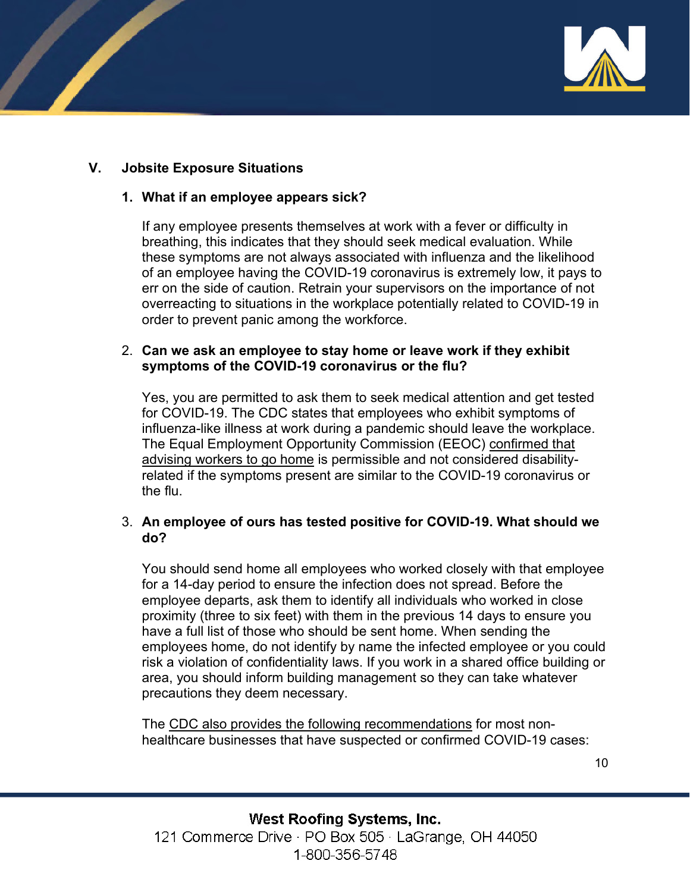## V. Jobsite Exposure Situations

### 1. What if an employee appears sick?

If any employee presents themselves at work with a fever or difficulty in breathing, this indicates that they should seek medical evaluation. While these symptoms are not always associated with influenza and the likelihood of an employee having the COVID-19 coronavirus is extremely low, it pays to err on the side of caution. Retrain your supervisors on the importance of not overreacting to situations in the workplace potentially related to COVID-19 in order to prevent panic among the workforce.

### 2. Can we ask an employee to stay home or leave work if they exhibit symptoms of the COVID-19 coronavirus or the flu?

Yes, you are permitted to ask them to seek medical attention and get tested for COVID-19. The CDC states that employees who exhibit symptoms of influenza-like illness at work during a pandemic should leave the workplace. The Equal Employment Opportunity Commission (EEOC) confirmed that advising workers to go home is permissible and not considered disability-related if the symptoms present are similar to the COVID-19 coronavirus or the flu.

### 3. An employee of ours has tested positive for COVID-19. What should we do?

You should send home all employees who worked closely with that employee for a 14-day period to ensure the infection does not spread. Before the employee departs, ask them to identify all individuals who worked in close proximity (three to six feet) with them in the previous 14 days to ensure you have a full list of those who should be sent home. When sending the employees home, do not identify by name the infected employee or you could risk a violation of confidentiality laws. If you work in a shared office building or area, you should inform building management so they can take whatever precautions they deem necessary.

The CDC also provides the following recommendations for most non-healthcare businesses that have suspected or confirmed COVID-19 cases: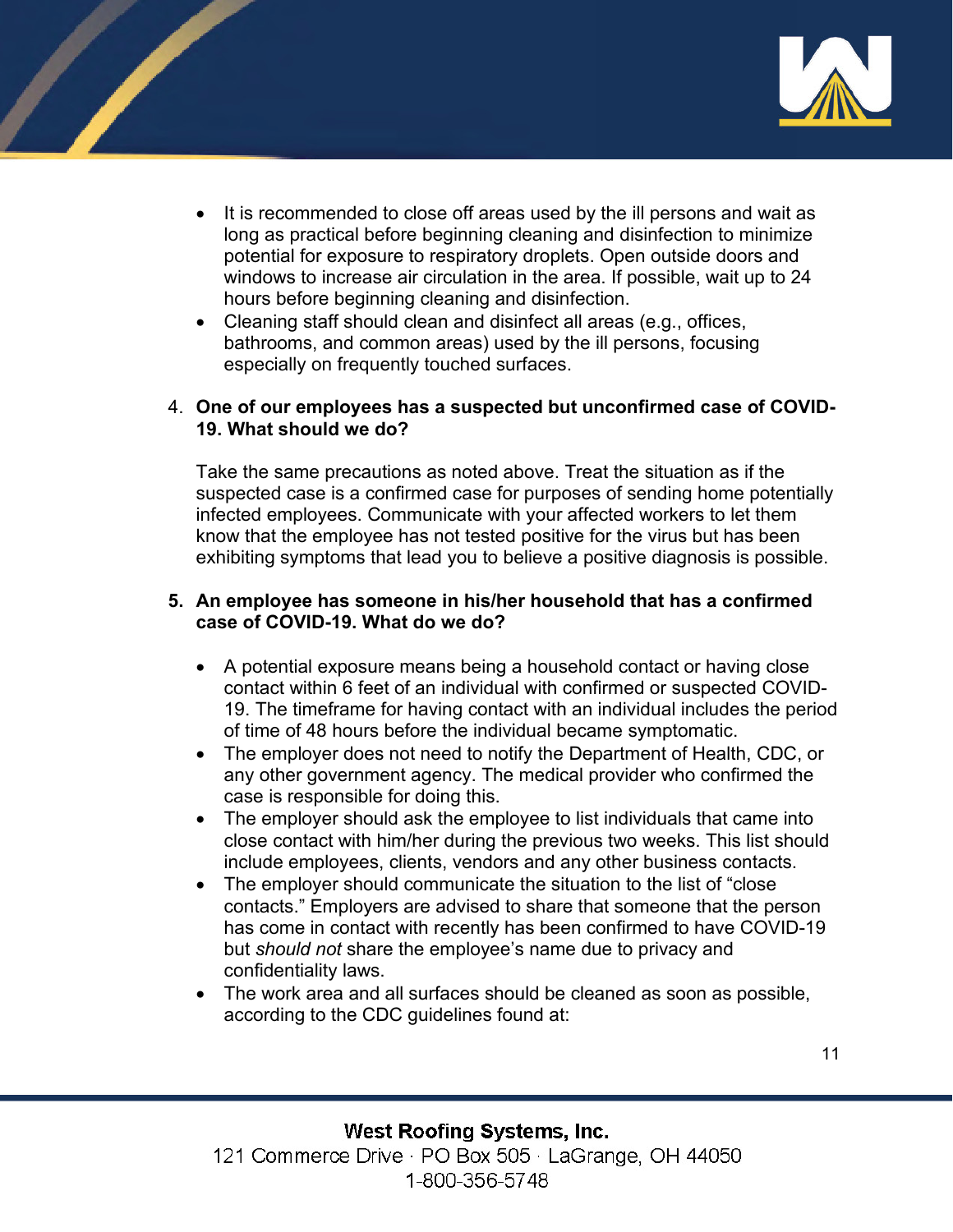- It is recommended to close off areas used by the ill persons and wait as long as practical before beginning cleaning and disinfection to minimize potential for exposure to respiratory droplets. Open outside doors and windows to increase air circulation in the area. If possible, wait up to 24 hours before beginning cleaning and disinfection.
- Cleaning staff should clean and disinfect all areas (e.g., offices, bathrooms, and common areas) used by the ill persons, focusing especially on frequently touched surfaces.

4. **One of our employees has a suspected but unconfirmed case of COVID-19. What should we do?**

   Take the same precautions as noted above. Treat the situation as if the suspected case is a confirmed case for purposes of sending home potentially infected employees. Communicate with your affected workers to let them know that the employee has not tested positive for the virus but has been exhibiting symptoms that lead you to believe a positive diagnosis is possible.

5. **An employee has someone in his/her household that has a confirmed case of COVID-19. What do we do?**

   - A potential exposure means being a household contact or having close contact within 6 feet of an individual with confirmed or suspected COVID-19. The timeframe for having contact with an individual includes the period of time of 48 hours before the individual became symptomatic.
   - The employer does not need to notify the Department of Health, CDC, or any other government agency. The medical provider who confirmed the case is responsible for doing this.
   - The employer should ask the employee to list individuals that came into close contact with him/her during the previous two weeks. This list should include employees, clients, vendors and any other business contacts.
   - The employer should communicate the situation to the list of "close contacts." Employers are advised to share that someone that the person has come in contact with recently has been confirmed to have COVID-19 but *should not* share the employee's name due to privacy and confidentiality laws.
   - The work area and all surfaces should be cleaned as soon as possible, according to the CDC guidelines found at: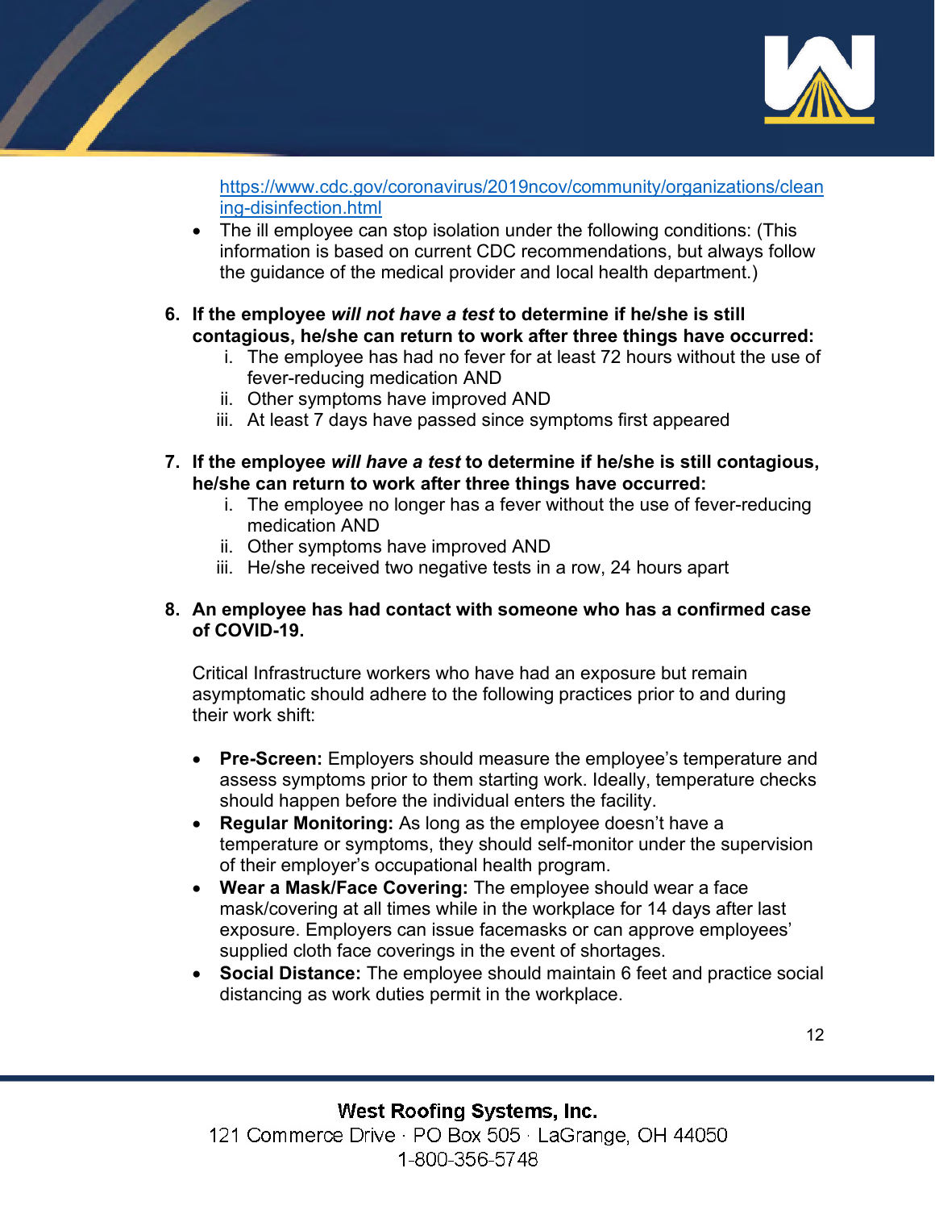https://www.cdc.gov/coronavirus/2019ncov/community/organizations/cleaning-disinfection.html

- The ill employee can stop isolation under the following conditions: (This information is based on current CDC recommendations, but always follow the guidance of the medical provider and local health department.)

6. **If the employee *will not have a test* to determine if he/she is still contagious, he/she can return to work after three things have occurred:**
   i. The employee has had no fever for at least 72 hours without the use of fever-reducing medication AND
   ii. Other symptoms have improved AND
   iii. At least 7 days have passed since symptoms first appeared

7. **If the employee *will have a test* to determine if he/she is still contagious, he/she can return to work after three things have occurred:**
   i. The employee no longer has a fever without the use of fever-reducing medication AND
   ii. Other symptoms have improved AND
   iii. He/she received two negative tests in a row, 24 hours apart

8. **An employee has had contact with someone who has a confirmed case of COVID-19.**

   Critical Infrastructure workers who have had an exposure but remain asymptomatic should adhere to the following practices prior to and during their work shift:

- **Pre-Screen:** Employers should measure the employee's temperature and assess symptoms prior to them starting work. Ideally, temperature checks should happen before the individual enters the facility.
- **Regular Monitoring:** As long as the employee doesn't have a temperature or symptoms, they should self-monitor under the supervision of their employer's occupational health program.
- **Wear a Mask/Face Covering:** The employee should wear a face mask/covering at all times while in the workplace for 14 days after last exposure. Employers can issue facemasks or can approve employees' supplied cloth face coverings in the event of shortages.
- **Social Distance:** The employee should maintain 6 feet and practice social distancing as work duties permit in the workplace.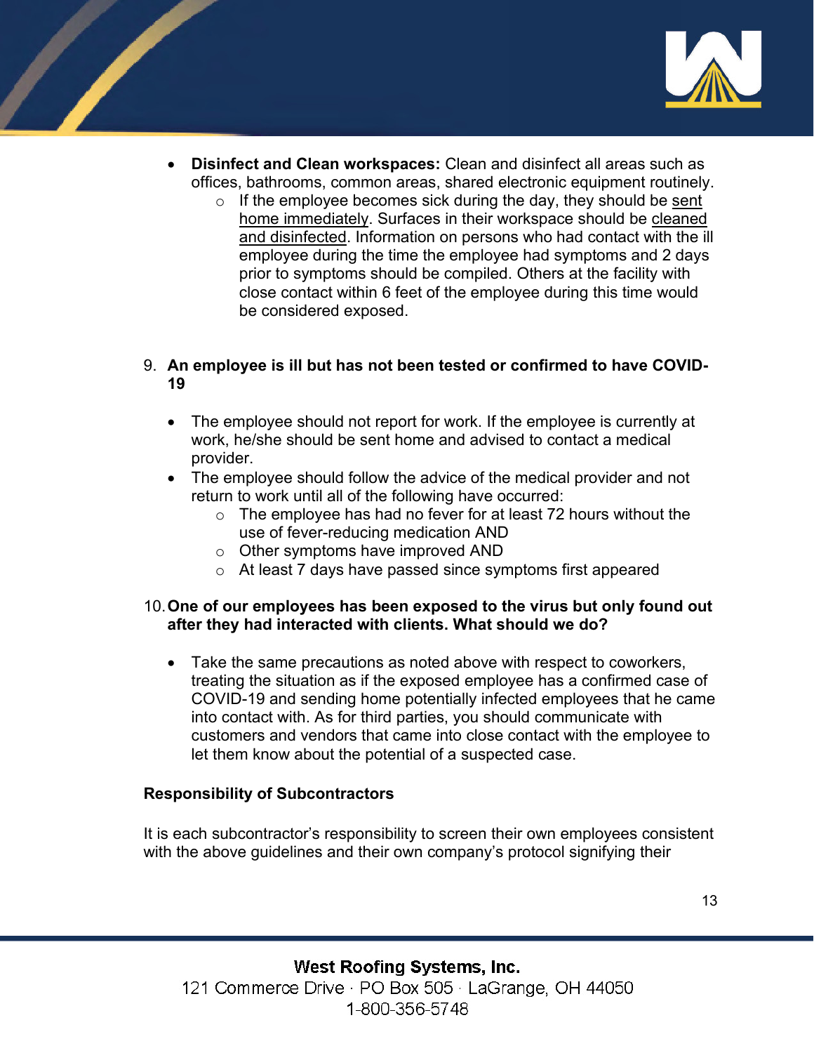- **Disinfect and Clean workspaces:** Clean and disinfect all areas such as offices, bathrooms, common areas, shared electronic equipment routinely.
  - If the employee becomes sick during the day, they should be sent home immediately. Surfaces in their workspace should be cleaned and disinfected. Information on persons who had contact with the ill employee during the time the employee had symptoms and 2 days prior to symptoms should be compiled. Others at the facility with close contact within 6 feet of the employee during this time would be considered exposed.

9. **An employee is ill but has not been tested or confirmed to have COVID-19**

   - The employee should not report for work. If the employee is currently at work, he/she should be sent home and advised to contact a medical provider.
   - The employee should follow the advice of the medical provider and not return to work until all of the following have occurred:
     - The employee has had no fever for at least 72 hours without the use of fever-reducing medication AND
     - Other symptoms have improved AND
     - At least 7 days have passed since symptoms first appeared

10. **One of our employees has been exposed to the virus but only found out after they had interacted with clients. What should we do?**

    - Take the same precautions as noted above with respect to coworkers, treating the situation as if the exposed employee has a confirmed case of COVID-19 and sending home potentially infected employees that he came into contact with. As for third parties, you should communicate with customers and vendors that came into close contact with the employee to let them know about the potential of a suspected case.

**Responsibility of Subcontractors**

It is each subcontractor's responsibility to screen their own employees consistent with the above guidelines and their own company's protocol signifying their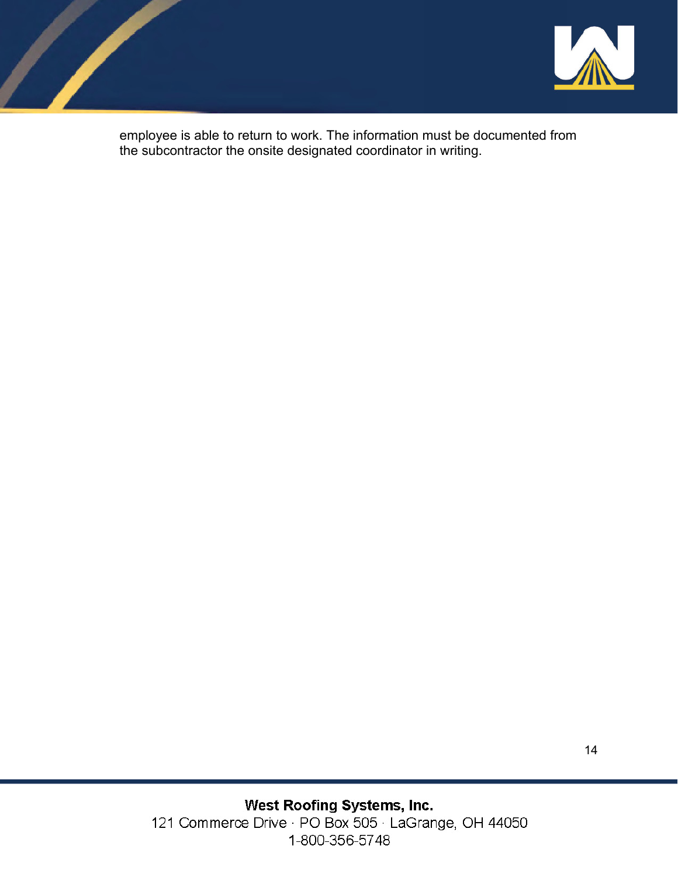employee is able to return to work. The information must be documented from the subcontractor the onsite designated coordinator in writing.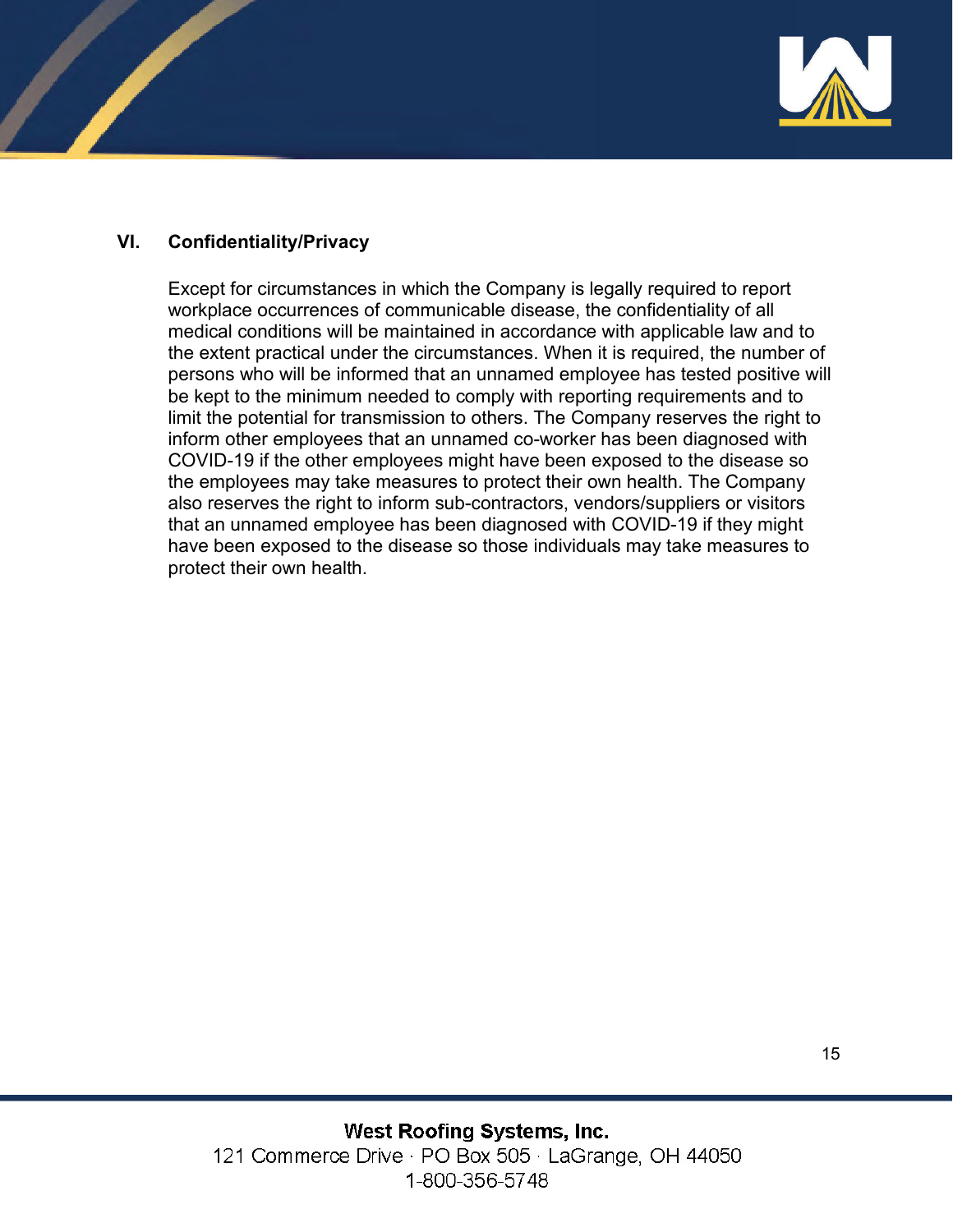## VI. Confidentiality/Privacy

Except for circumstances in which the Company is legally required to report workplace occurrences of communicable disease, the confidentiality of all medical conditions will be maintained in accordance with applicable law and to the extent practical under the circumstances. When it is required, the number of persons who will be informed that an unnamed employee has tested positive will be kept to the minimum needed to comply with reporting requirements and to limit the potential for transmission to others. The Company reserves the right to inform other employees that an unnamed co-worker has been diagnosed with COVID-19 if the other employees might have been exposed to the disease so the employees may take measures to protect their own health. The Company also reserves the right to inform sub-contractors, vendors/suppliers or visitors that an unnamed employee has been diagnosed with COVID-19 if they might have been exposed to the disease so those individuals may take measures to protect their own health.